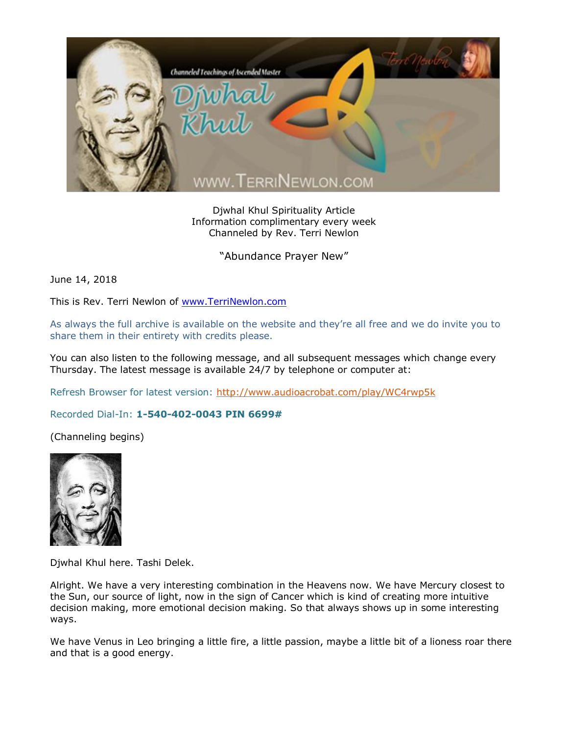Djwhal Khul Spirituality Article
Information complimentary every week
Channeled by Rev. Terri Newlon

"Abundance Prayer New"

June 14, 2018

This is Rev. Terri Newlon of www.TerriNewlon.com

As always the full archive is available on the website and they're all free and we do invite you to share them in their entirety with credits please.

You can also listen to the following message, and all subsequent messages which change every Thursday. The latest message is available 24/7 by telephone or computer at:

Refresh Browser for latest version: http://www.audioacrobat.com/play/WC4rwp5k

Recorded Dial-In: **1-540-402-0043 PIN 6699#**

(Channeling begins)

Djwhal Khul here. Tashi Delek.

Alright. We have a very interesting combination in the Heavens now. We have Mercury closest to the Sun, our source of light, now in the sign of Cancer which is kind of creating more intuitive decision making, more emotional decision making. So that always shows up in some interesting ways.

We have Venus in Leo bringing a little fire, a little passion, maybe a little bit of a lioness roar there and that is a good energy.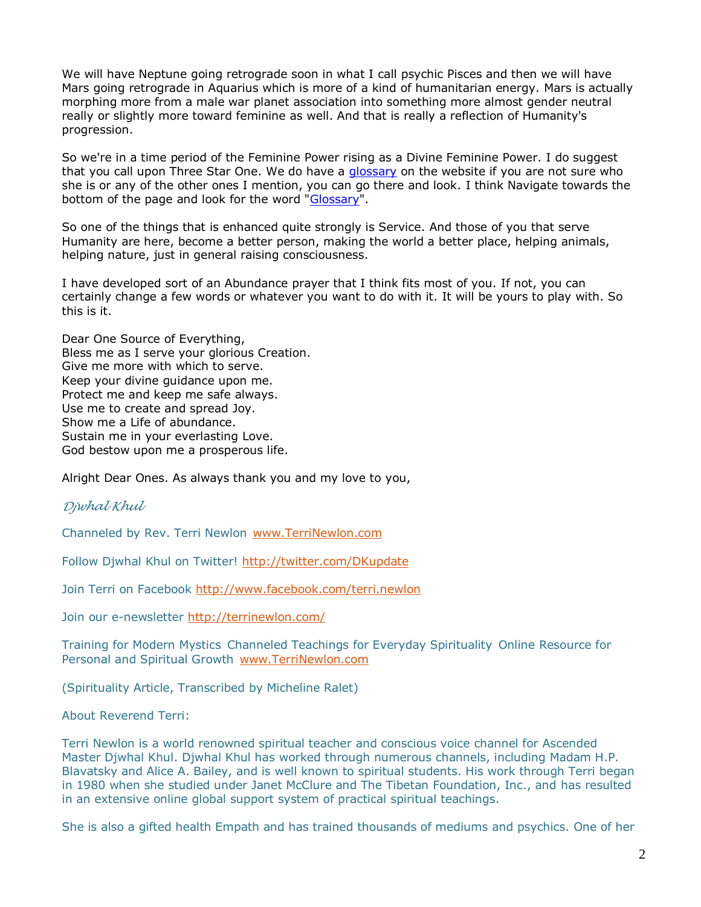We will have Neptune going retrograde soon in what I call psychic Pisces and then we will have Mars going retrograde in Aquarius which is more of a kind of humanitarian energy. Mars is actually morphing more from a male war planet association into something more almost gender neutral really or slightly more toward feminine as well. And that is really a reflection of Humanity's progression.

So we're in a time period of the Feminine Power rising as a Divine Feminine Power. I do suggest that you call upon Three Star One. We do have a [glossary](glossary) on the website if you are not sure who she is or any of the other ones I mention, you can go there and look. I think Navigate towards the bottom of the page and look for the word "[Glossary](Glossary)".

So one of the things that is enhanced quite strongly is Service. And those of you that serve Humanity are here, become a better person, making the world a better place, helping animals, helping nature, just in general raising consciousness.

I have developed sort of an Abundance prayer that I think fits most of you. If not, you can certainly change a few words or whatever you want to do with it. It will be yours to play with. So this is it.

Dear One Source of Everything,
Bless me as I serve your glorious Creation.
Give me more with which to serve.
Keep your divine guidance upon me.
Protect me and keep me safe always.
Use me to create and spread Joy.
Show me a Life of abundance.
Sustain me in your everlasting Love.
God bestow upon me a prosperous life.

Alright Dear Ones. As always thank you and my love to you,

*Djwhal Khul*

Channeled by Rev. Terri Newlon [www.TerriNewlon.com](www.TerriNewlon.com)

Follow Djwhal Khul on Twitter! [http://twitter.com/DKupdate](http://twitter.com/DKupdate)

Join Terri on Facebook [http://www.facebook.com/terri.newlon](http://www.facebook.com/terri.newlon)

Join our e-newsletter [http://terrinewlon.com/](http://terrinewlon.com/)

Training for Modern Mystics Channeled Teachings for Everyday Spirituality Online Resource for Personal and Spiritual Growth [www.TerriNewlon.com](www.TerriNewlon.com)

(Spirituality Article, Transcribed by Micheline Ralet)

About Reverend Terri:

Terri Newlon is a world renowned spiritual teacher and conscious voice channel for Ascended Master Djwhal Khul. Djwhal Khul has worked through numerous channels, including Madam H.P. Blavatsky and Alice A. Bailey, and is well known to spiritual students. His work through Terri began in 1980 when she studied under Janet McClure and The Tibetan Foundation, Inc., and has resulted in an extensive online global support system of practical spiritual teachings.

She is also a gifted health Empath and has trained thousands of mediums and psychics. One of her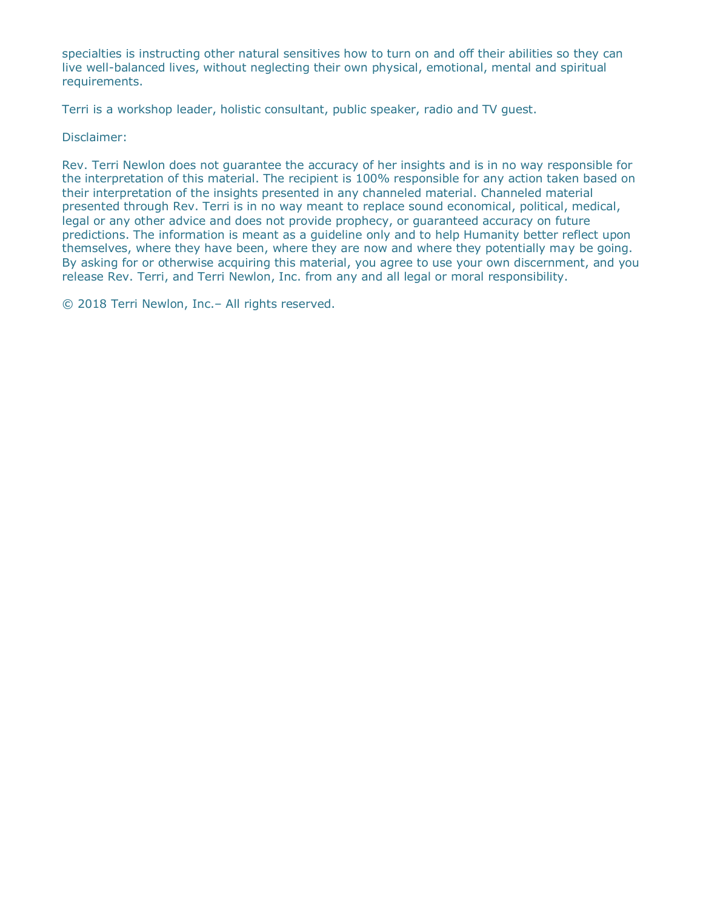specialties is instructing other natural sensitives how to turn on and off their abilities so they can live well-balanced lives, without neglecting their own physical, emotional, mental and spiritual requirements.

Terri is a workshop leader, holistic consultant, public speaker, radio and TV guest.

Disclaimer:

Rev. Terri Newlon does not guarantee the accuracy of her insights and is in no way responsible for the interpretation of this material. The recipient is 100% responsible for any action taken based on their interpretation of the insights presented in any channeled material. Channeled material presented through Rev. Terri is in no way meant to replace sound economical, political, medical, legal or any other advice and does not provide prophecy, or guaranteed accuracy on future predictions. The information is meant as a guideline only and to help Humanity better reflect upon themselves, where they have been, where they are now and where they potentially may be going. By asking for or otherwise acquiring this material, you agree to use your own discernment, and you release Rev. Terri, and Terri Newlon, Inc. from any and all legal or moral responsibility.

© 2018 Terri Newlon, Inc.– All rights reserved.